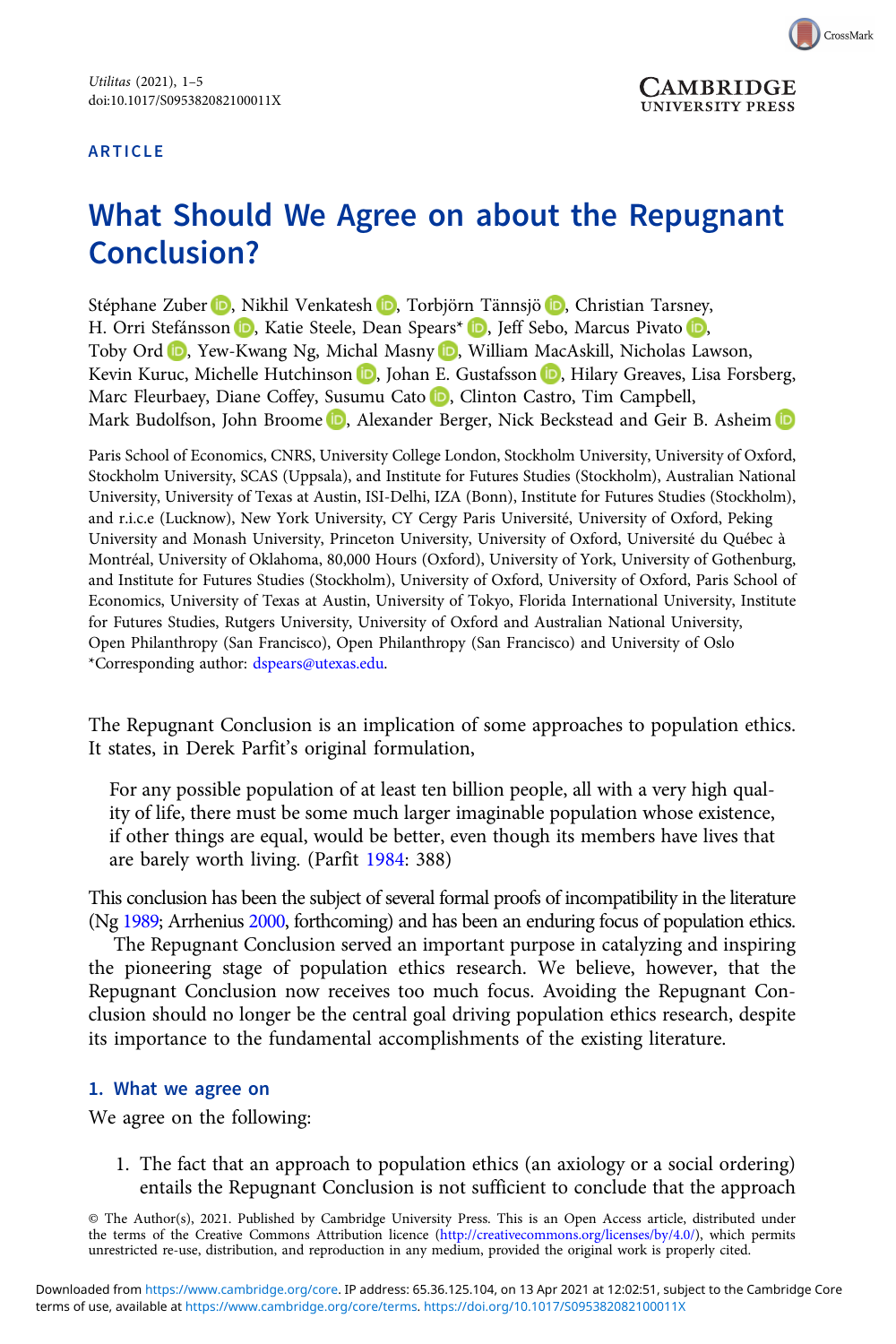ARTICLE

# What Should We Agree on about the Repugnant Conclusion?

Stéphane Zuber, Nikhil Venkatesh, Torbjörn Tännsjö, Christian Tarsney, H. Orri Stefánsson, Katie Steele, Dean Spears*, Jeff Sebo, Marcus Pivato, Toby Ord, Yew-Kwang Ng, Michal Masny, William MacAskill, Nicholas Lawson, Kevin Kuruc, Michelle Hutchinson, Johan E. Gustafsson, Hilary Greaves, Lisa Forsberg, Marc Fleurbaey, Diane Coffey, Susumu Cato, Clinton Castro, Tim Campbell, Mark Budolfson, John Broome, Alexander Berger, Nick Beckstead and Geir B. Asheim

Paris School of Economics, CNRS, University College London, Stockholm University, University of Oxford, Stockholm University, SCAS (Uppsala), and Institute for Futures Studies (Stockholm), Australian National University, University of Texas at Austin, ISI-Delhi, IZA (Bonn), Institute for Futures Studies (Stockholm), and r.i.c.e (Lucknow), New York University, CY Cergy Paris Université, University of Oxford, Peking University and Monash University, Princeton University, University of Oxford, Université du Québec à Montréal, University of Oklahoma, 80,000 Hours (Oxford), University of York, University of Gothenburg, and Institute for Futures Studies (Stockholm), University of Oxford, University of Oxford, Paris School of Economics, University of Texas at Austin, University of Tokyo, Florida International University, Institute for Futures Studies, Rutgers University, University of Oxford and Australian National University, Open Philanthropy (San Francisco), Open Philanthropy (San Francisco) and University of Oslo

*Corresponding author: dspears@utexas.edu.

The Repugnant Conclusion is an implication of some approaches to population ethics. It states, in Derek Parfit's original formulation,

> For any possible population of at least ten billion people, all with a very high quality of life, there must be some much larger imaginable population whose existence, if other things are equal, would be better, even though its members have lives that are barely worth living. (Parfit 1984: 388)

This conclusion has been the subject of several formal proofs of incompatibility in the literature (Ng 1989; Arrhenius 2000, forthcoming) and has been an enduring focus of population ethics.

The Repugnant Conclusion served an important purpose in catalyzing and inspiring the pioneering stage of population ethics research. We believe, however, that the Repugnant Conclusion now receives too much focus. Avoiding the Repugnant Conclusion should no longer be the central goal driving population ethics research, despite its importance to the fundamental accomplishments of the existing literature.

## 1. What we agree on

We agree on the following:

1. The fact that an approach to population ethics (an axiology or a social ordering) entails the Repugnant Conclusion is not sufficient to conclude that the approach

© The Author(s), 2021. Published by Cambridge University Press. This is an Open Access article, distributed under the terms of the Creative Commons Attribution licence (http://creativecommons.org/licenses/by/4.0/), which permits unrestricted re-use, distribution, and reproduction in any medium, provided the original work is properly cited.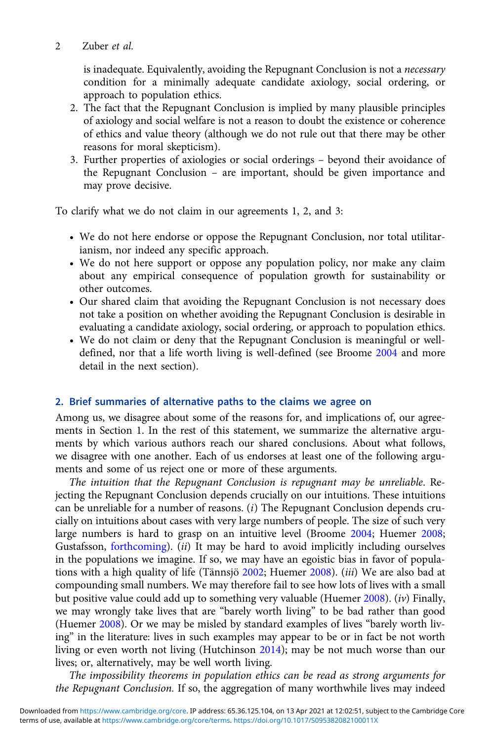is inadequate. Equivalently, avoiding the Repugnant Conclusion is not a *necessary* condition for a minimally adequate candidate axiology, social ordering, or approach to population ethics.

2. The fact that the Repugnant Conclusion is implied by many plausible principles of axiology and social welfare is not a reason to doubt the existence or coherence of ethics and value theory (although we do not rule out that there may be other reasons for moral skepticism).
3. Further properties of axiologies or social orderings – beyond their avoidance of the Repugnant Conclusion – are important, should be given importance and may prove decisive.

To clarify what we do not claim in our agreements 1, 2, and 3:

- We do not here endorse or oppose the Repugnant Conclusion, nor total utilitarianism, nor indeed any specific approach.
- We do not here support or oppose any population policy, nor make any claim about any empirical consequence of population growth for sustainability or other outcomes.
- Our shared claim that avoiding the Repugnant Conclusion is not necessary does not take a position on whether avoiding the Repugnant Conclusion is desirable in evaluating a candidate axiology, social ordering, or approach to population ethics.
- We do not claim or deny that the Repugnant Conclusion is meaningful or well-defined, nor that a life worth living is well-defined (see Broome 2004 and more detail in the next section).

## 2. Brief summaries of alternative paths to the claims we agree on

Among us, we disagree about some of the reasons for, and implications of, our agreements in Section 1. In the rest of this statement, we summarize the alternative arguments by which various authors reach our shared conclusions. About what follows, we disagree with one another. Each of us endorses at least one of the following arguments and some of us reject one or more of these arguments.

*The intuition that the Repugnant Conclusion is repugnant may be unreliable*. Rejecting the Repugnant Conclusion depends crucially on our intuitions. These intuitions can be unreliable for a number of reasons. (*i*) The Repugnant Conclusion depends crucially on intuitions about cases with very large numbers of people. The size of such very large numbers is hard to grasp on an intuitive level (Broome 2004; Huemer 2008; Gustafsson, forthcoming). (*ii*) It may be hard to avoid implicitly including ourselves in the populations we imagine. If so, we may have an egoistic bias in favor of populations with a high quality of life (Tännsjö 2002; Huemer 2008). (*iii*) We are also bad at compounding small numbers. We may therefore fail to see how lots of lives with a small but positive value could add up to something very valuable (Huemer 2008). (*iv*) Finally, we may wrongly take lives that are "barely worth living" to be bad rather than good (Huemer 2008). Or we may be misled by standard examples of lives "barely worth living" in the literature: lives in such examples may appear to be or in fact be not worth living or even worth not living (Hutchinson 2014); may be not much worse than our lives; or, alternatively, may be well worth living.

*The impossibility theorems in population ethics can be read as strong arguments for the Repugnant Conclusion.* If so, the aggregation of many worthwhile lives may indeed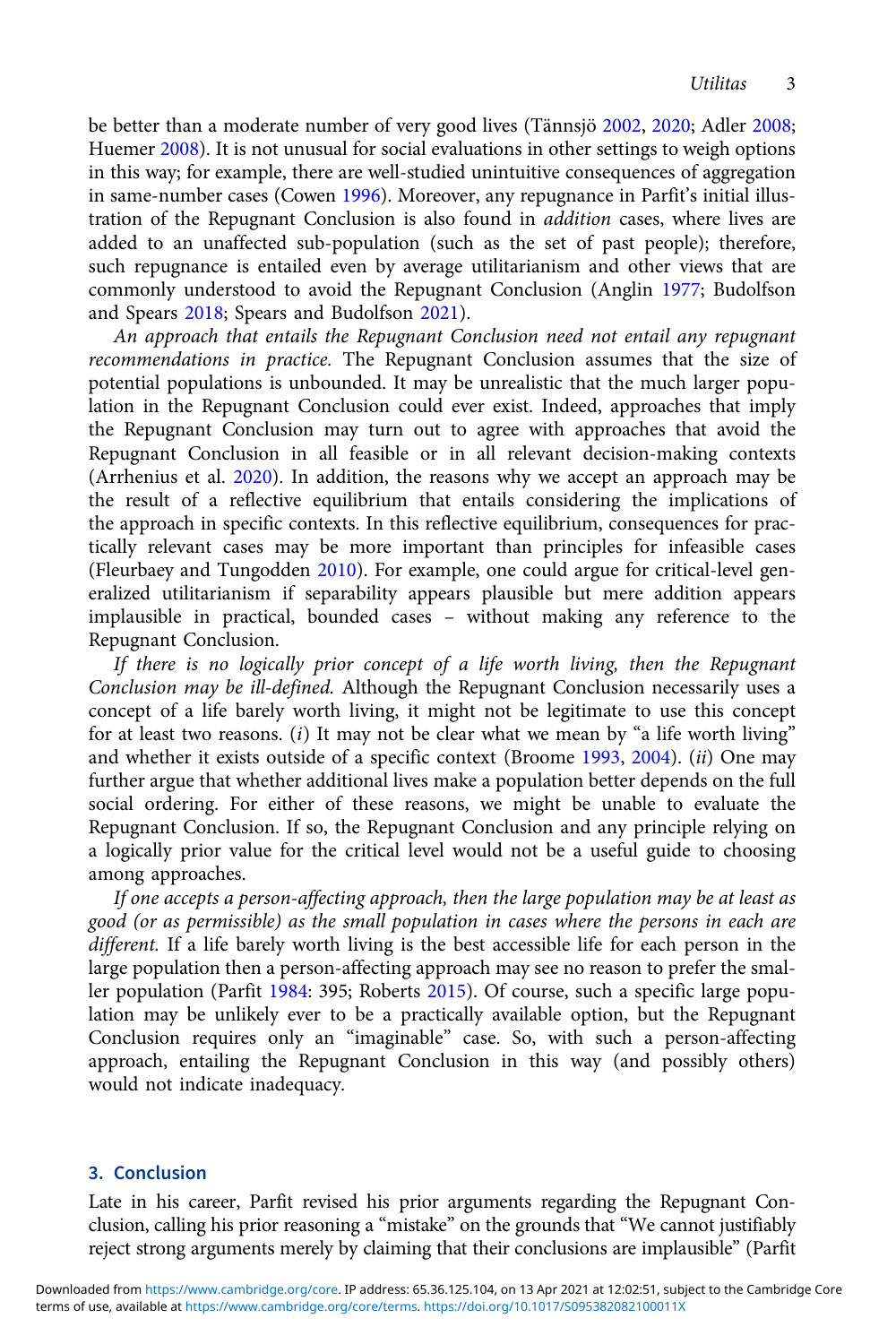be better than a moderate number of very good lives (Tännsjö 2002, 2020; Adler 2008; Huemer 2008). It is not unusual for social evaluations in other settings to weigh options in this way; for example, there are well-studied unintuitive consequences of aggregation in same-number cases (Cowen 1996). Moreover, any repugnance in Parfit's initial illustration of the Repugnant Conclusion is also found in *addition* cases, where lives are added to an unaffected sub-population (such as the set of past people); therefore, such repugnance is entailed even by average utilitarianism and other views that are commonly understood to avoid the Repugnant Conclusion (Anglin 1977; Budolfson and Spears 2018; Spears and Budolfson 2021).

*An approach that entails the Repugnant Conclusion need not entail any repugnant recommendations in practice.* The Repugnant Conclusion assumes that the size of potential populations is unbounded. It may be unrealistic that the much larger population in the Repugnant Conclusion could ever exist. Indeed, approaches that imply the Repugnant Conclusion may turn out to agree with approaches that avoid the Repugnant Conclusion in all feasible or in all relevant decision-making contexts (Arrhenius et al. 2020). In addition, the reasons why we accept an approach may be the result of a reflective equilibrium that entails considering the implications of the approach in specific contexts. In this reflective equilibrium, consequences for practically relevant cases may be more important than principles for infeasible cases (Fleurbaey and Tungodden 2010). For example, one could argue for critical-level generalized utilitarianism if separability appears plausible but mere addition appears implausible in practical, bounded cases – without making any reference to the Repugnant Conclusion.

*If there is no logically prior concept of a life worth living, then the Repugnant Conclusion may be ill-defined.* Although the Repugnant Conclusion necessarily uses a concept of a life barely worth living, it might not be legitimate to use this concept for at least two reasons. (*i*) It may not be clear what we mean by "a life worth living" and whether it exists outside of a specific context (Broome 1993, 2004). (*ii*) One may further argue that whether additional lives make a population better depends on the full social ordering. For either of these reasons, we might be unable to evaluate the Repugnant Conclusion. If so, the Repugnant Conclusion and any principle relying on a logically prior value for the critical level would not be a useful guide to choosing among approaches.

*If one accepts a person-affecting approach, then the large population may be at least as good (or as permissible) as the small population in cases where the persons in each are different.* If a life barely worth living is the best accessible life for each person in the large population then a person-affecting approach may see no reason to prefer the smaller population (Parfit 1984: 395; Roberts 2015). Of course, such a specific large population may be unlikely ever to be a practically available option, but the Repugnant Conclusion requires only an "imaginable" case. So, with such a person-affecting approach, entailing the Repugnant Conclusion in this way (and possibly others) would not indicate inadequacy.

## 3. Conclusion

Late in his career, Parfit revised his prior arguments regarding the Repugnant Conclusion, calling his prior reasoning a "mistake" on the grounds that "We cannot justifiably reject strong arguments merely by claiming that their conclusions are implausible" (Parfit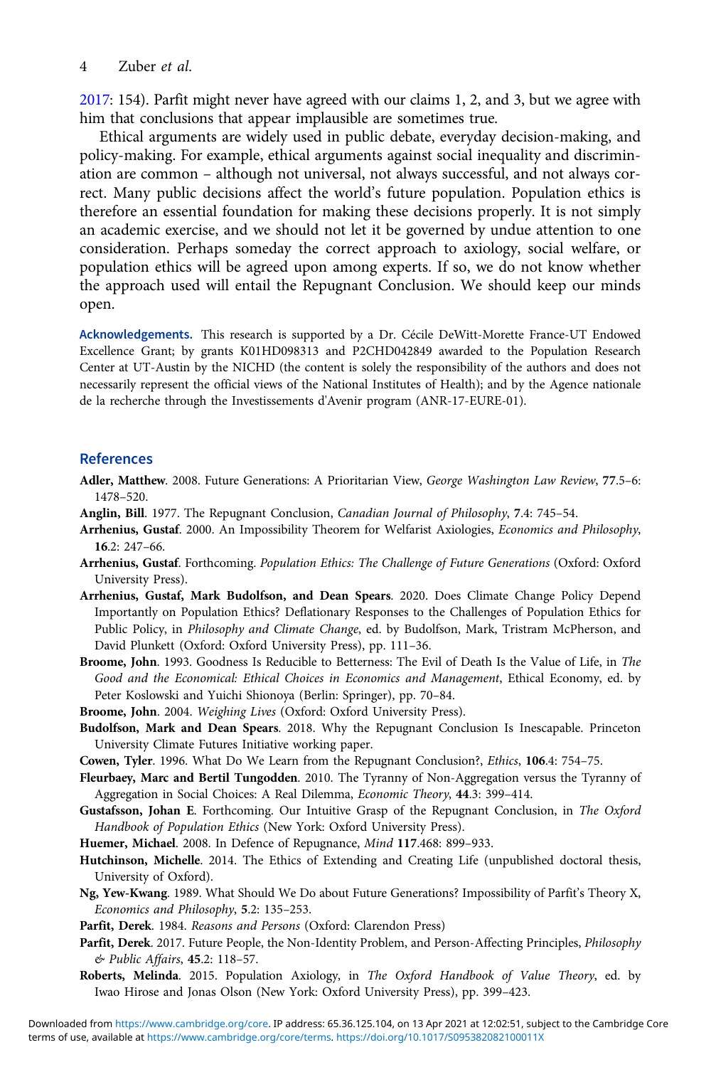2017: 154). Parfit might never have agreed with our claims 1, 2, and 3, but we agree with him that conclusions that appear implausible are sometimes true.

Ethical arguments are widely used in public debate, everyday decision-making, and policy-making. For example, ethical arguments against social inequality and discrimination are common – although not universal, not always successful, and not always correct. Many public decisions affect the world's future population. Population ethics is therefore an essential foundation for making these decisions properly. It is not simply an academic exercise, and we should not let it be governed by undue attention to one consideration. Perhaps someday the correct approach to axiology, social welfare, or population ethics will be agreed upon among experts. If so, we do not know whether the approach used will entail the Repugnant Conclusion. We should keep our minds open.

**Acknowledgements.** This research is supported by a Dr. Cécile DeWitt-Morette France-UT Endowed Excellence Grant; by grants K01HD098313 and P2CHD042849 awarded to the Population Research Center at UT-Austin by the NICHD (the content is solely the responsibility of the authors and does not necessarily represent the official views of the National Institutes of Health); and by the Agence nationale de la recherche through the Investissements d'Avenir program (ANR-17-EURE-01).

## References

**Adler, Matthew**. 2008. Future Generations: A Prioritarian View, *George Washington Law Review*, **77**.5–6: 1478–520.

**Anglin, Bill**. 1977. The Repugnant Conclusion, *Canadian Journal of Philosophy*, **7**.4: 745–54.

**Arrhenius, Gustaf**. 2000. An Impossibility Theorem for Welfarist Axiologies, *Economics and Philosophy*, **16**.2: 247–66.

**Arrhenius, Gustaf**. Forthcoming. *Population Ethics: The Challenge of Future Generations* (Oxford: Oxford University Press).

**Arrhenius, Gustaf, Mark Budolfson, and Dean Spears**. 2020. Does Climate Change Policy Depend Importantly on Population Ethics? Deflationary Responses to the Challenges of Population Ethics for Public Policy, in *Philosophy and Climate Change*, ed. by Budolfson, Mark, Tristram McPherson, and David Plunkett (Oxford: Oxford University Press), pp. 111–36.

**Broome, John**. 1993. Goodness Is Reducible to Betterness: The Evil of Death Is the Value of Life, in *The Good and the Economical: Ethical Choices in Economics and Management*, Ethical Economy, ed. by Peter Koslowski and Yuichi Shionoya (Berlin: Springer), pp. 70–84.

**Broome, John**. 2004. *Weighing Lives* (Oxford: Oxford University Press).

**Budolfson, Mark and Dean Spears**. 2018. Why the Repugnant Conclusion Is Inescapable. Princeton University Climate Futures Initiative working paper.

**Cowen, Tyler**. 1996. What Do We Learn from the Repugnant Conclusion?, *Ethics*, **106**.4: 754–75.

**Fleurbaey, Marc and Bertil Tungodden**. 2010. The Tyranny of Non-Aggregation versus the Tyranny of Aggregation in Social Choices: A Real Dilemma, *Economic Theory*, **44**.3: 399–414.

**Gustafsson, Johan E**. Forthcoming. Our Intuitive Grasp of the Repugnant Conclusion, in *The Oxford Handbook of Population Ethics* (New York: Oxford University Press).

**Huemer, Michael**. 2008. In Defence of Repugnance, *Mind* **117**.468: 899–933.

**Hutchinson, Michelle**. 2014. The Ethics of Extending and Creating Life (unpublished doctoral thesis, University of Oxford).

**Ng, Yew-Kwang**. 1989. What Should We Do about Future Generations? Impossibility of Parfit's Theory X, *Economics and Philosophy*, **5**.2: 135–253.

**Parfit, Derek**. 1984. *Reasons and Persons* (Oxford: Clarendon Press)

**Parfit, Derek**. 2017. Future People, the Non-Identity Problem, and Person-Affecting Principles, *Philosophy & Public Affairs*, **45**.2: 118–57.

**Roberts, Melinda**. 2015. Population Axiology, in *The Oxford Handbook of Value Theory*, ed. by Iwao Hirose and Jonas Olson (New York: Oxford University Press), pp. 399–423.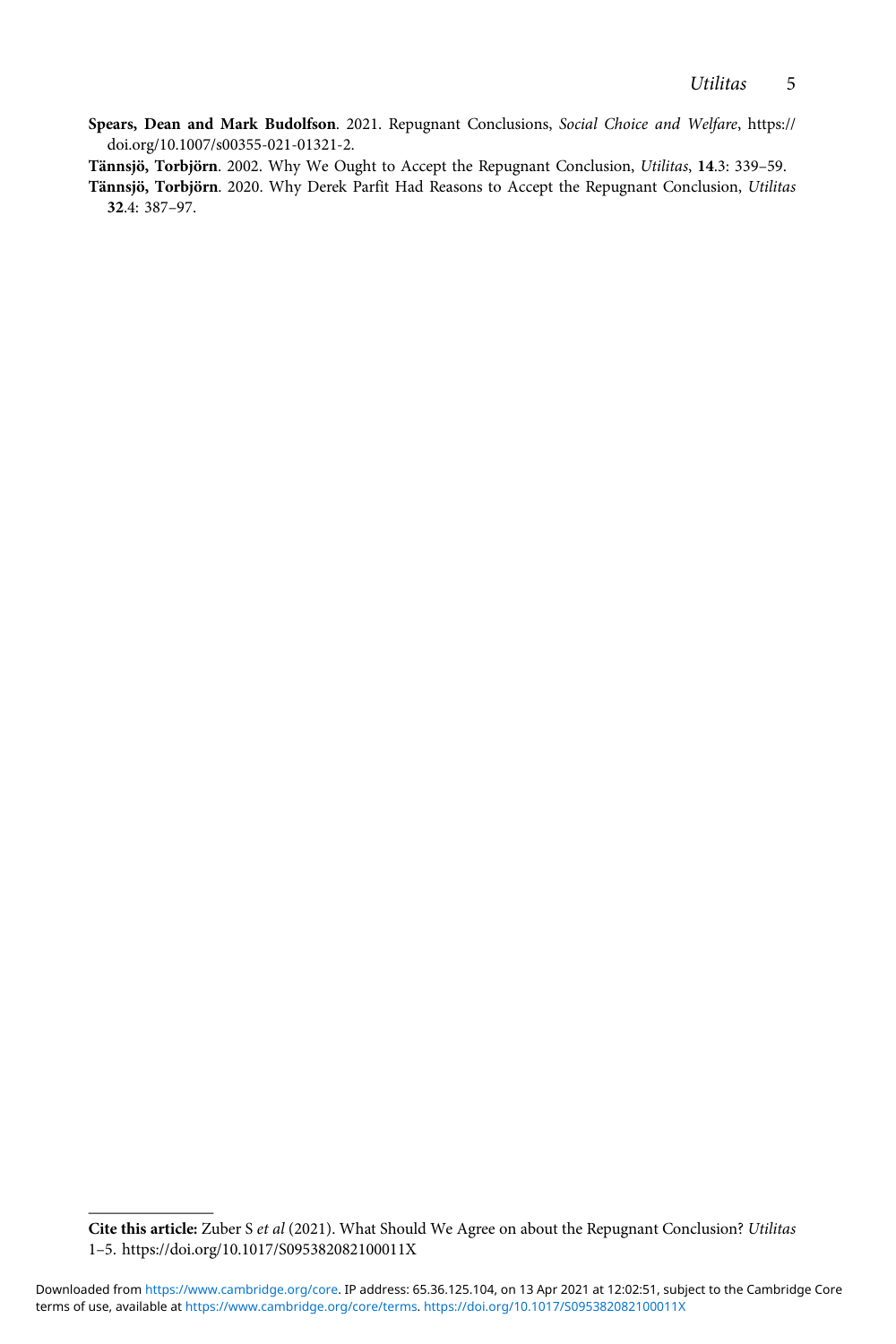**Spears, Dean and Mark Budolfson**. 2021. Repugnant Conclusions, *Social Choice and Welfare*, https://doi.org/10.1007/s00355-021-01321-2.

**Tännsjö, Torbjörn**. 2002. Why We Ought to Accept the Repugnant Conclusion, *Utilitas*, **14**.3: 339–59.

**Tännsjö, Torbjörn**. 2020. Why Derek Parfit Had Reasons to Accept the Repugnant Conclusion, *Utilitas* **32**.4: 387–97.

---

**Cite this article:** Zuber S *et al* (2021). What Should We Agree on about the Repugnant Conclusion? *Utilitas* 1–5. https://doi.org/10.1017/S095382082100011X